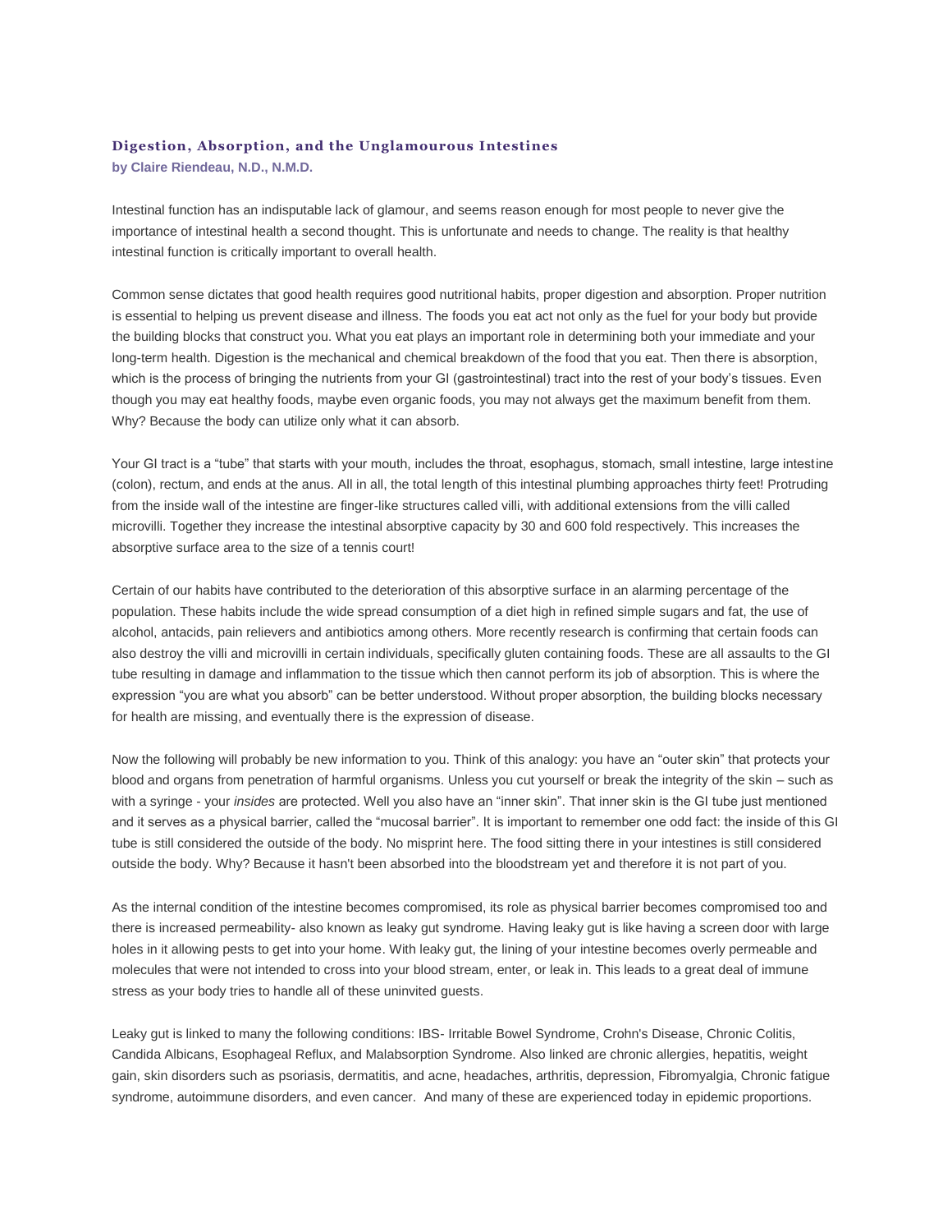### Digestion, Absorption, and the Unglamourous Intestines

**by Claire Riendeau, N.D., N.M.D.**

Intestinal function has an indisputable lack of glamour, and seems reason enough for most people to never give the importance of intestinal health a second thought. This is unfortunate and needs to change. The reality is that healthy intestinal function is critically important to overall health.

Common sense dictates that good health requires good nutritional habits, proper digestion and absorption. Proper nutrition is essential to helping us prevent disease and illness. The foods you eat act not only as the fuel for your body but provide the building blocks that construct you. What you eat plays an important role in determining both your immediate and your long-term health. Digestion is the mechanical and chemical breakdown of the food that you eat. Then there is absorption, which is the process of bringing the nutrients from your GI (gastrointestinal) tract into the rest of your body's tissues. Even though you may eat healthy foods, maybe even organic foods, you may not always get the maximum benefit from them. Why? Because the body can utilize only what it can absorb.

Your GI tract is a "tube" that starts with your mouth, includes the throat, esophagus, stomach, small intestine, large intestine (colon), rectum, and ends at the anus. All in all, the total length of this intestinal plumbing approaches thirty feet! Protruding from the inside wall of the intestine are finger-like structures called villi, with additional extensions from the villi called microvilli. Together they increase the intestinal absorptive capacity by 30 and 600 fold respectively. This increases the absorptive surface area to the size of a tennis court!

Certain of our habits have contributed to the deterioration of this absorptive surface in an alarming percentage of the population. These habits include the wide spread consumption of a diet high in refined simple sugars and fat, the use of alcohol, antacids, pain relievers and antibiotics among others. More recently research is confirming that certain foods can also destroy the villi and microvilli in certain individuals, specifically gluten containing foods. These are all assaults to the GI tube resulting in damage and inflammation to the tissue which then cannot perform its job of absorption. This is where the expression "you are what you absorb" can be better understood. Without proper absorption, the building blocks necessary for health are missing, and eventually there is the expression of disease.

Now the following will probably be new information to you. Think of this analogy: you have an "outer skin" that protects your blood and organs from penetration of harmful organisms. Unless you cut yourself or break the integrity of the skin – such as with a syringe - your *insides* are protected. Well you also have an "inner skin". That inner skin is the GI tube just mentioned and it serves as a physical barrier, called the "mucosal barrier". It is important to remember one odd fact: the inside of this GI tube is still considered the outside of the body. No misprint here. The food sitting there in your intestines is still considered outside the body. Why? Because it hasn't been absorbed into the bloodstream yet and therefore it is not part of you.

As the internal condition of the intestine becomes compromised, its role as physical barrier becomes compromised too and there is increased permeability- also known as leaky gut syndrome. Having leaky gut is like having a screen door with large holes in it allowing pests to get into your home. With leaky gut, the lining of your intestine becomes overly permeable and molecules that were not intended to cross into your blood stream, enter, or leak in. This leads to a great deal of immune stress as your body tries to handle all of these uninvited guests.

Leaky gut is linked to many the following conditions: IBS- Irritable Bowel Syndrome, Crohn's Disease, Chronic Colitis, Candida Albicans, Esophageal Reflux, and Malabsorption Syndrome. Also linked are chronic allergies, hepatitis, weight gain, skin disorders such as psoriasis, dermatitis, and acne, headaches, arthritis, depression, Fibromyalgia, Chronic fatigue syndrome, autoimmune disorders, and even cancer. And many of these are experienced today in epidemic proportions.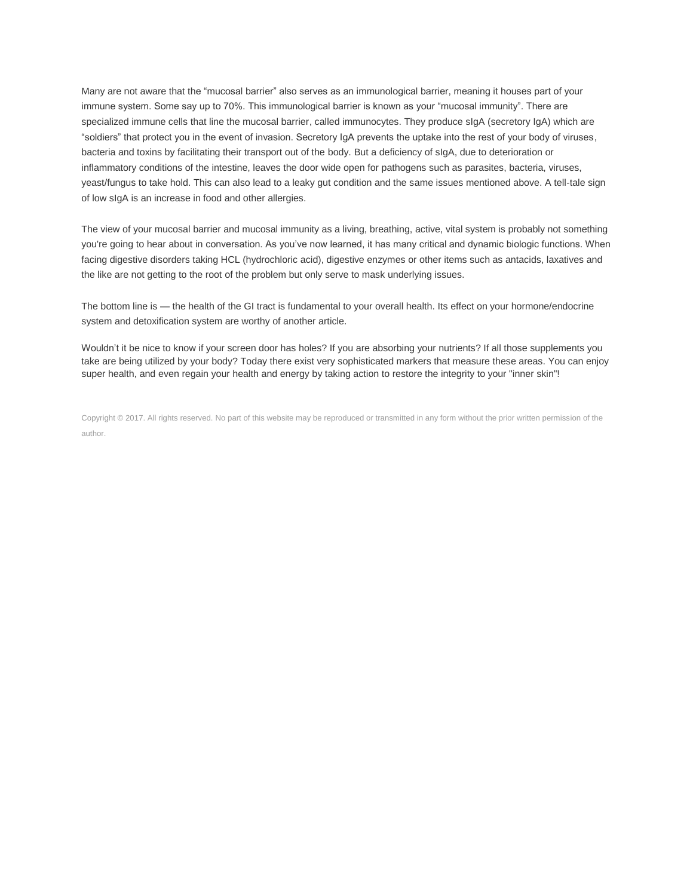Many are not aware that the "mucosal barrier" also serves as an immunological barrier, meaning it houses part of your immune system. Some say up to 70%. This immunological barrier is known as your "mucosal immunity". There are specialized immune cells that line the mucosal barrier, called immunocytes. They produce sIgA (secretory IgA) which are "soldiers" that protect you in the event of invasion. Secretory IgA prevents the uptake into the rest of your body of viruses, bacteria and toxins by facilitating their transport out of the body. But a deficiency of sIgA, due to deterioration or inflammatory conditions of the intestine, leaves the door wide open for pathogens such as parasites, bacteria, viruses, yeast/fungus to take hold. This can also lead to a leaky gut condition and the same issues mentioned above. A tell-tale sign of low sIgA is an increase in food and other allergies.

The view of your mucosal barrier and mucosal immunity as a living, breathing, active, vital system is probably not something you're going to hear about in conversation. As you've now learned, it has many critical and dynamic biologic functions. When facing digestive disorders taking HCL (hydrochloric acid), digestive enzymes or other items such as antacids, laxatives and the like are not getting to the root of the problem but only serve to mask underlying issues.

The bottom line is — the health of the GI tract is fundamental to your overall health. Its effect on your hormone/endocrine system and detoxification system are worthy of another article.

Wouldn't it be nice to know if your screen door has holes? If you are absorbing your nutrients? If all those supplements you take are being utilized by your body? Today there exist very sophisticated markers that measure these areas. You can enjoy super health, and even regain your health and energy by taking action to restore the integrity to your "inner skin"!

Copyright © 2017. All rights reserved. No part of this website may be reproduced or transmitted in any form without the prior written permission of the author.